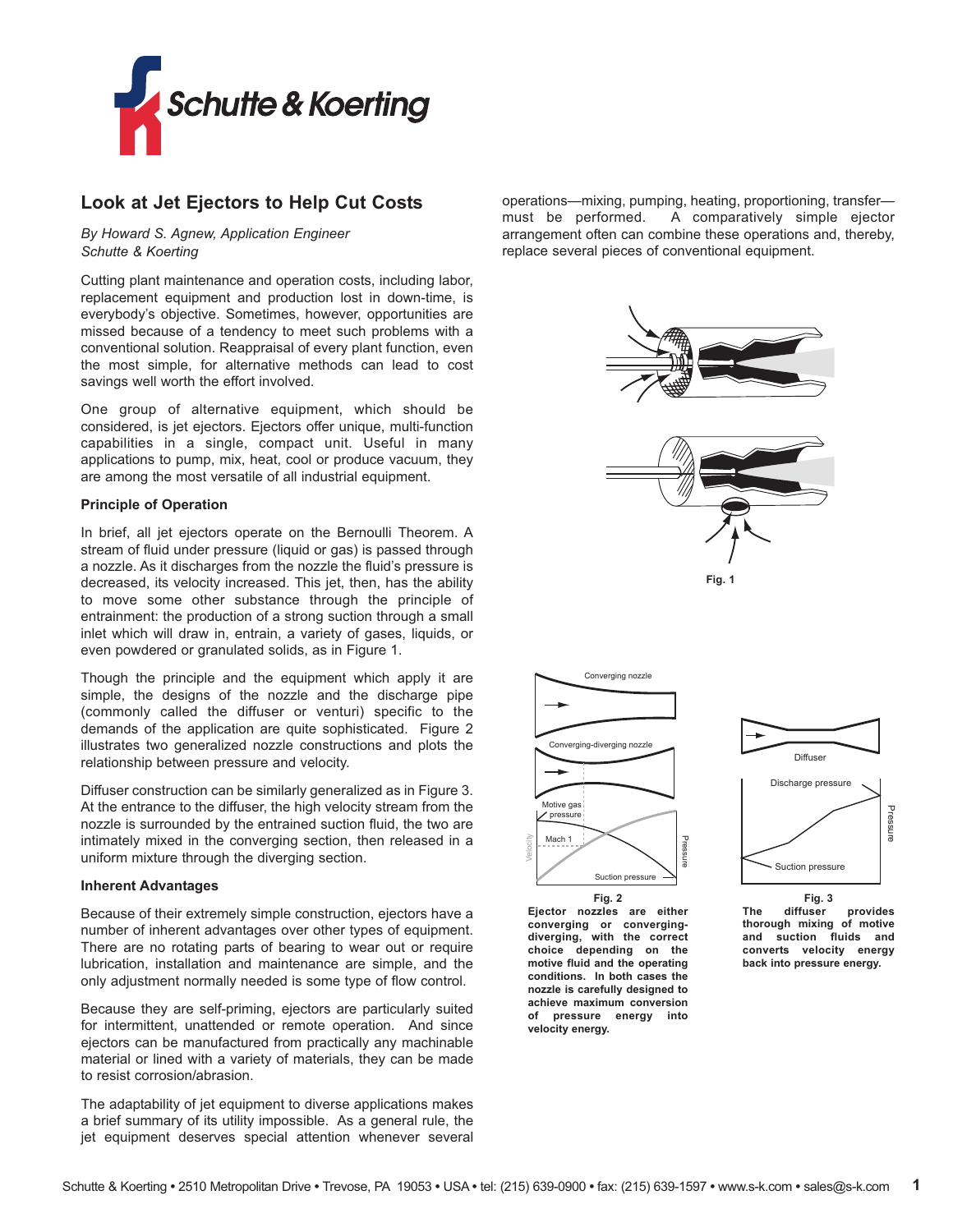# Look at Jet Ejectors to Help Cut Costs

*By Howard S. Agnew, Application Engineer*
*Schutte & Koerting*

Cutting plant maintenance and operation costs, including labor, replacement equipment and production lost in down-time, is everybody's objective. Sometimes, however, opportunities are missed because of a tendency to meet such problems with a conventional solution. Reappraisal of every plant function, even the most simple, for alternative methods can lead to cost savings well worth the effort involved.

One group of alternative equipment, which should be considered, is jet ejectors. Ejectors offer unique, multi-function capabilities in a single, compact unit. Useful in many applications to pump, mix, heat, cool or produce vacuum, they are among the most versatile of all industrial equipment.

### Principle of Operation

In brief, all jet ejectors operate on the Bernoulli Theorem. A stream of fluid under pressure (liquid or gas) is passed through a nozzle. As it discharges from the nozzle the fluid's pressure is decreased, its velocity increased. This jet, then, has the ability to move some other substance through the principle of entrainment: the production of a strong suction through a small inlet which will draw in, entrain, a variety of gases, liquids, or even powdered or granulated solids, as in Figure 1.

Though the principle and the equipment which apply it are simple, the designs of the nozzle and the discharge pipe (commonly called the diffuser or venturi) specific to the demands of the application are quite sophisticated. Figure 2 illustrates two generalized nozzle constructions and plots the relationship between pressure and velocity.

Diffuser construction can be similarly generalized as in Figure 3. At the entrance to the diffuser, the high velocity stream from the nozzle is surrounded by the entrained suction fluid, the two are intimately mixed in the converging section, then released in a uniform mixture through the diverging section.

### Inherent Advantages

Because of their extremely simple construction, ejectors have a number of inherent advantages over other types of equipment. There are no rotating parts of bearing to wear out or require lubrication, installation and maintenance are simple, and the only adjustment normally needed is some type of flow control.

Because they are self-priming, ejectors are particularly suited for intermittent, unattended or remote operation. And since ejectors can be manufactured from practically any machinable material or lined with a variety of materials, they can be made to resist corrosion/abrasion.

The adaptability of jet equipment to diverse applications makes a brief summary of its utility impossible. As a general rule, the jet equipment deserves special attention whenever several operations—mixing, pumping, heating, proportioning, transfer—must be performed. A comparatively simple ejector arrangement often can combine these operations and, thereby, replace several pieces of conventional equipment.

**Fig. 1**

**Fig. 2**
**Ejector nozzles are either converging or converging-diverging, with the correct choice depending on the motive fluid and the operating conditions. In both cases the nozzle is carefully designed to achieve maximum conversion of pressure energy into velocity energy.**

**Fig. 3**
**The diffuser provides thorough mixing of motive and suction fluids and converts velocity energy back into pressure energy.**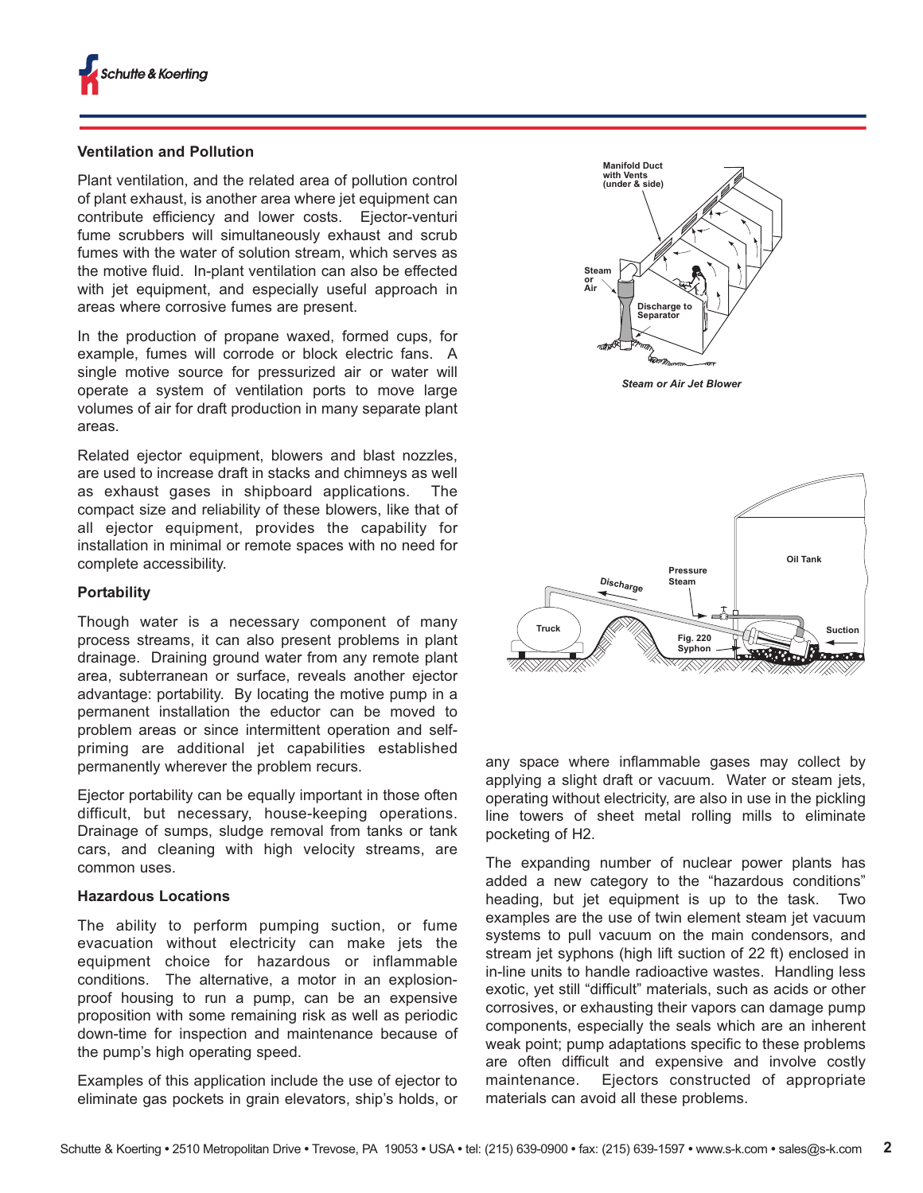### Ventilation and Pollution

Plant ventilation, and the related area of pollution control of plant exhaust, is another area where jet equipment can contribute efficiency and lower costs. Ejector-venturi fume scrubbers will simultaneously exhaust and scrub fumes with the water of solution stream, which serves as the motive fluid. In-plant ventilation can also be effected with jet equipment, and especially useful approach in areas where corrosive fumes are present.

In the production of propane waxed, formed cups, for example, fumes will corrode or block electric fans. A single motive source for pressurized air or water will operate a system of ventilation ports to move large volumes of air for draft production in many separate plant areas.

Related ejector equipment, blowers and blast nozzles, are used to increase draft in stacks and chimneys as well as exhaust gases in shipboard applications. The compact size and reliability of these blowers, like that of all ejector equipment, provides the capability for installation in minimal or remote spaces with no need for complete accessibility.

### Portability

Though water is a necessary component of many process streams, it can also present problems in plant drainage. Draining ground water from any remote plant area, subterranean or surface, reveals another ejector advantage: portability. By locating the motive pump in a permanent installation the eductor can be moved to problem areas or since intermittent operation and self-priming are additional jet capabilities established permanently wherever the problem recurs.

Ejector portability can be equally important in those often difficult, but necessary, house-keeping operations. Drainage of sumps, sludge removal from tanks or tank cars, and cleaning with high velocity streams, are common uses.

### Hazardous Locations

The ability to perform pumping suction, or fume evacuation without electricity can make jets the equipment choice for hazardous or inflammable conditions. The alternative, a motor in an explosion-proof housing to run a pump, can be an expensive proposition with some remaining risk as well as periodic down-time for inspection and maintenance because of the pump's high operating speed.

Examples of this application include the use of ejector to eliminate gas pockets in grain elevators, ship's holds, or any space where inflammable gases may collect by applying a slight draft or vacuum. Water or steam jets, operating without electricity, are also in use in the pickling line towers of sheet metal rolling mills to eliminate pocketing of $H_2$.

The expanding number of nuclear power plants has added a new category to the "hazardous conditions" heading, but jet equipment is up to the task. Two examples are the use of twin element steam jet vacuum systems to pull vacuum on the main condensors, and stream jet syphons (high lift suction of 22 ft) enclosed in in-line units to handle radioactive wastes. Handling less exotic, yet still "difficult" materials, such as acids or other corrosives, or exhausting their vapors can damage pump components, especially the seals which are an inherent weak point; pump adaptations specific to these problems are often difficult and expensive and involve costly maintenance. Ejectors constructed of appropriate materials can avoid all these problems.

Manifold Duct with Vents (under & side)
Steam or Air
Discharge to Separator

*Steam or Air Jet Blower*

Discharge
Pressure Steam
Oil Tank
Truck
Fig. 220 Syphon
Suction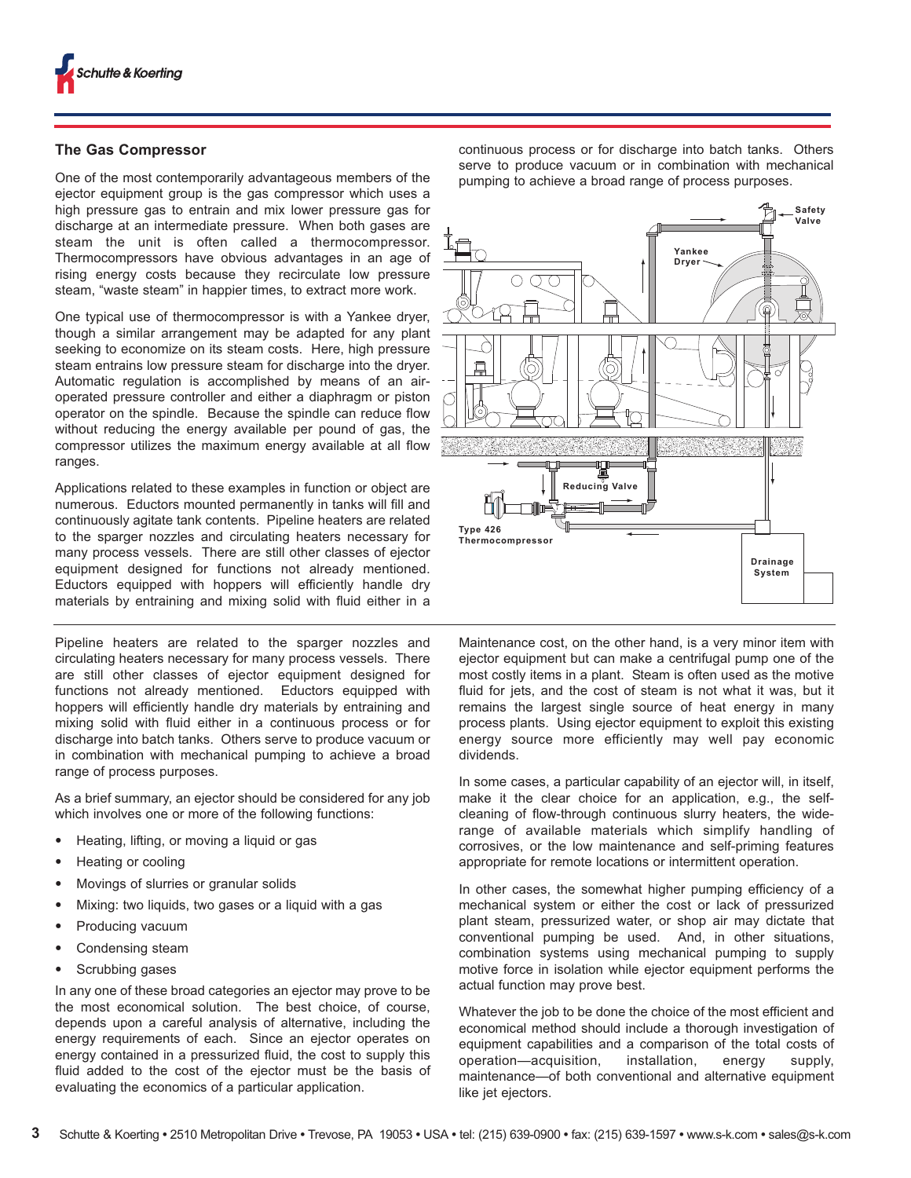## The Gas Compressor

One of the most contemporarily advantageous members of the ejector equipment group is the gas compressor which uses a high pressure gas to entrain and mix lower pressure gas for discharge at an intermediate pressure. When both gases are steam the unit is often called a thermocompressor. Thermocompressors have obvious advantages in an age of rising energy costs because they recirculate low pressure steam, "waste steam" in happier times, to extract more work.

One typical use of thermocompressor is with a Yankee dryer, though a similar arrangement may be adapted for any plant seeking to economize on its steam costs. Here, high pressure steam entrains low pressure steam for discharge into the dryer. Automatic regulation is accomplished by means of an air-operated pressure controller and either a diaphragm or piston operator on the spindle. Because the spindle can reduce flow without reducing the energy available per pound of gas, the compressor utilizes the maximum energy available at all flow ranges.

Applications related to these examples in function or object are numerous. Eductors mounted permanently in tanks will fill and continuously agitate tank contents. Pipeline heaters are related to the sparger nozzles and circulating heaters necessary for many process vessels. There are still other classes of ejector equipment designed for functions not already mentioned. Eductors equipped with hoppers will efficiently handle dry materials by entraining and mixing solid with fluid either in a continuous process or for discharge into batch tanks. Others serve to produce vacuum or in combination with mechanical pumping to achieve a broad range of process purposes.

Safety Valve

Yankee Dryer

Reducing Valve

Type 426 Thermocompressor

Drainage System

Pipeline heaters are related to the sparger nozzles and circulating heaters necessary for many process vessels. There are still other classes of ejector equipment designed for functions not already mentioned. Eductors equipped with hoppers will efficiently handle dry materials by entraining and mixing solid with fluid either in a continuous process or for discharge into batch tanks. Others serve to produce vacuum or in combination with mechanical pumping to achieve a broad range of process purposes.

As a brief summary, an ejector should be considered for any job which involves one or more of the following functions:

- Heating, lifting, or moving a liquid or gas
- Heating or cooling
- Movings of slurries or granular solids
- Mixing: two liquids, two gases or a liquid with a gas
- Producing vacuum
- Condensing steam
- Scrubbing gases

In any one of these broad categories an ejector may prove to be the most economical solution. The best choice, of course, depends upon a careful analysis of alternative, including the energy requirements of each. Since an ejector operates on energy contained in a pressurized fluid, the cost to supply this fluid added to the cost of the ejector must be the basis of evaluating the economics of a particular application.

Maintenance cost, on the other hand, is a very minor item with ejector equipment but can make a centrifugal pump one of the most costly items in a plant. Steam is often used as the motive fluid for jets, and the cost of steam is not what it was, but it remains the largest single source of heat energy in many process plants. Using ejector equipment to exploit this existing energy source more efficiently may well pay economic dividends.

In some cases, a particular capability of an ejector will, in itself, make it the clear choice for an application, e.g., the self-cleaning of flow-through continuous slurry heaters, the wide-range of available materials which simplify handling of corrosives, or the low maintenance and self-priming features appropriate for remote locations or intermittent operation.

In other cases, the somewhat higher pumping efficiency of a mechanical system or either the cost or lack of pressurized plant steam, pressurized water, or shop air may dictate that conventional pumping be used. And, in other situations, combination systems using mechanical pumping to supply motive force in isolation while ejector equipment performs the actual function may prove best.

Whatever the job to be done the choice of the most efficient and economical method should include a thorough investigation of equipment capabilities and a comparison of the total costs of operation—acquisition, installation, energy supply, maintenance—of both conventional and alternative equipment like jet ejectors.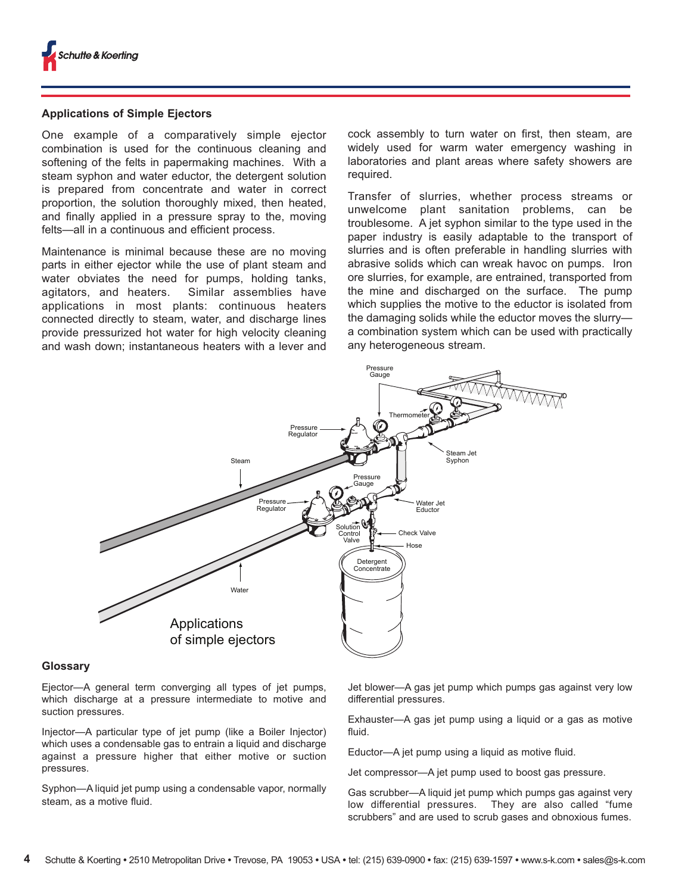## Applications of Simple Ejectors

One example of a comparatively simple ejector combination is used for the continuous cleaning and softening of the felts in papermaking machines. With a steam syphon and water eductor, the detergent solution is prepared from concentrate and water in correct proportion, the solution thoroughly mixed, then heated, and finally applied in a pressure spray to the, moving felts—all in a continuous and efficient process.

Maintenance is minimal because these are no moving parts in either ejector while the use of plant steam and water obviates the need for pumps, holding tanks, agitators, and heaters. Similar assemblies have applications in most plants: continuous heaters connected directly to steam, water, and discharge lines provide pressurized hot water for high velocity cleaning and wash down; instantaneous heaters with a lever and cock assembly to turn water on first, then steam, are widely used for warm water emergency washing in laboratories and plant areas where safety showers are required.

Transfer of slurries, whether process streams or unwelcome plant sanitation problems, can be troublesome. A jet syphon similar to the type used in the paper industry is easily adaptable to the transport of slurries and is often preferable in handling slurries with abrasive solids which can wreak havoc on pumps. Iron ore slurries, for example, are entrained, transported from the mine and discharged on the surface. The pump which supplies the motive to the eductor is isolated from the damaging solids while the eductor moves the slurry—a combination system which can be used with practically any heterogeneous stream.

Pressure Gauge
Thermometer
Pressure Regulator
Steam Jet Syphon
Steam
Pressure Gauge
Pressure Regulator
Water Jet Eductor
Solution Control Valve
Check Valve
Hose
Detergent Concentrate
Water

Applications of simple ejectors

## Glossary

Ejector—A general term converging all types of jet pumps, which discharge at a pressure intermediate to motive and suction pressures.

Injector—A particular type of jet pump (like a Boiler Injector) which uses a condensable gas to entrain a liquid and discharge against a pressure higher that either motive or suction pressures.

Syphon—A liquid jet pump using a condensable vapor, normally steam, as a motive fluid.

Jet blower—A gas jet pump which pumps gas against very low differential pressures.

Exhauster—A gas jet pump using a liquid or a gas as motive fluid.

Eductor—A jet pump using a liquid as motive fluid.

Jet compressor—A jet pump used to boost gas pressure.

Gas scrubber—A liquid jet pump which pumps gas against very low differential pressures. They are also called “fume scrubbers” and are used to scrub gases and obnoxious fumes.